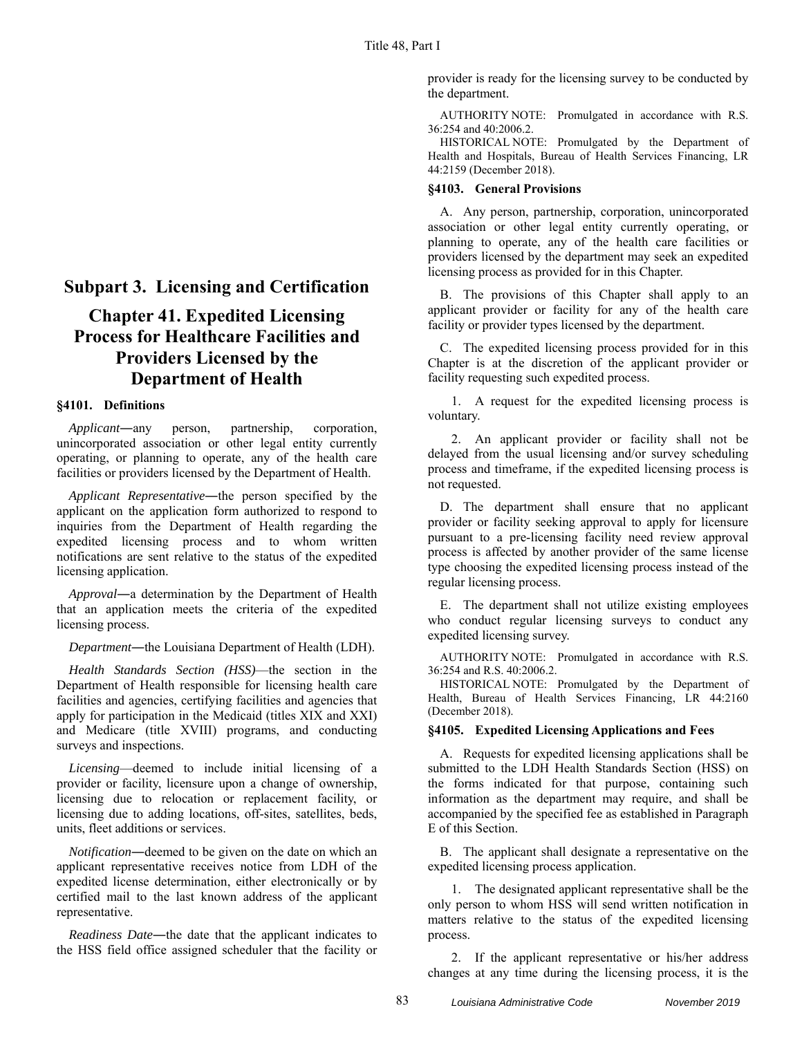# Subpart 3. Licensing and Certification

## Chapter 41. Expedited Licensing Process for Healthcare Facilities and Providers Licensed by the Department of Health

### §4101. Definitions

*Applicant*―any person, partnership, corporation, unincorporated association or other legal entity currently operating, or planning to operate, any of the health care facilities or providers licensed by the Department of Health.

*Applicant Representative*―the person specified by the applicant on the application form authorized to respond to inquiries from the Department of Health regarding the expedited licensing process and to whom written notifications are sent relative to the status of the expedited licensing application.

*Approval*―a determination by the Department of Health that an application meets the criteria of the expedited licensing process.

*Department*―the Louisiana Department of Health (LDH).

*Health Standards Section (HSS)*—the section in the Department of Health responsible for licensing health care facilities and agencies, certifying facilities and agencies that apply for participation in the Medicaid (titles XIX and XXI) and Medicare (title XVIII) programs, and conducting surveys and inspections.

*Licensing*—deemed to include initial licensing of a provider or facility, licensure upon a change of ownership, licensing due to relocation or replacement facility, or licensing due to adding locations, off-sites, satellites, beds, units, fleet additions or services.

*Notification*―deemed to be given on the date on which an applicant representative receives notice from LDH of the expedited license determination, either electronically or by certified mail to the last known address of the applicant representative.

*Readiness Date*―the date that the applicant indicates to the HSS field office assigned scheduler that the facility or provider is ready for the licensing survey to be conducted by the department.

AUTHORITY NOTE: Promulgated in accordance with R.S. 36:254 and 40:2006.2.

HISTORICAL NOTE: Promulgated by the Department of Health and Hospitals, Bureau of Health Services Financing, LR 44:2159 (December 2018).

### §4103. General Provisions

A. Any person, partnership, corporation, unincorporated association or other legal entity currently operating, or planning to operate, any of the health care facilities or providers licensed by the department may seek an expedited licensing process as provided for in this Chapter.

B. The provisions of this Chapter shall apply to an applicant provider or facility for any of the health care facility or provider types licensed by the department.

C. The expedited licensing process provided for in this Chapter is at the discretion of the applicant provider or facility requesting such expedited process.

1. A request for the expedited licensing process is voluntary.

2. An applicant provider or facility shall not be delayed from the usual licensing and/or survey scheduling process and timeframe, if the expedited licensing process is not requested.

D. The department shall ensure that no applicant provider or facility seeking approval to apply for licensure pursuant to a pre-licensing facility need review approval process is affected by another provider of the same license type choosing the expedited licensing process instead of the regular licensing process.

E. The department shall not utilize existing employees who conduct regular licensing surveys to conduct any expedited licensing survey.

AUTHORITY NOTE: Promulgated in accordance with R.S. 36:254 and R.S. 40:2006.2.

HISTORICAL NOTE: Promulgated by the Department of Health, Bureau of Health Services Financing, LR 44:2160 (December 2018).

### §4105. Expedited Licensing Applications and Fees

A. Requests for expedited licensing applications shall be submitted to the LDH Health Standards Section (HSS) on the forms indicated for that purpose, containing such information as the department may require, and shall be accompanied by the specified fee as established in Paragraph E of this Section.

B. The applicant shall designate a representative on the expedited licensing process application.

1. The designated applicant representative shall be the only person to whom HSS will send written notification in matters relative to the status of the expedited licensing process.

2. If the applicant representative or his/her address changes at any time during the licensing process, it is the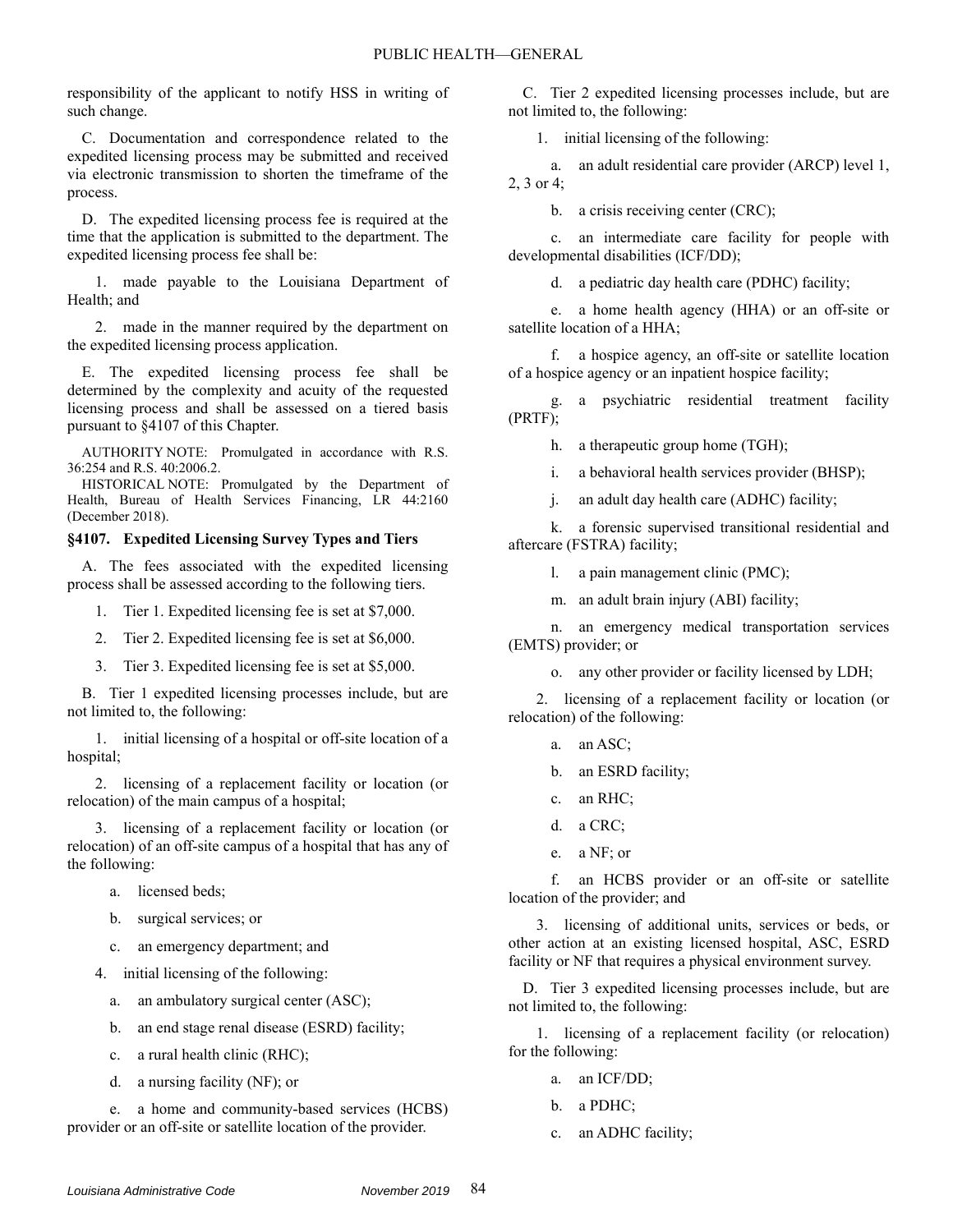responsibility of the applicant to notify HSS in writing of such change.

C. Documentation and correspondence related to the expedited licensing process may be submitted and received via electronic transmission to shorten the timeframe of the process.

D. The expedited licensing process fee is required at the time that the application is submitted to the department. The expedited licensing process fee shall be:

1. made payable to the Louisiana Department of Health; and

2. made in the manner required by the department on the expedited licensing process application.

E. The expedited licensing process fee shall be determined by the complexity and acuity of the requested licensing process and shall be assessed on a tiered basis pursuant to §4107 of this Chapter.

AUTHORITY NOTE: Promulgated in accordance with R.S. 36:254 and R.S. 40:2006.2.

HISTORICAL NOTE: Promulgated by the Department of Health, Bureau of Health Services Financing, LR 44:2160 (December 2018).

### §4107. Expedited Licensing Survey Types and Tiers

A. The fees associated with the expedited licensing process shall be assessed according to the following tiers.

1. Tier 1. Expedited licensing fee is set at $7,000.

2. Tier 2. Expedited licensing fee is set at $6,000.

3. Tier 3. Expedited licensing fee is set at $5,000.

B. Tier 1 expedited licensing processes include, but are not limited to, the following:

1. initial licensing of a hospital or off-site location of a hospital;

2. licensing of a replacement facility or location (or relocation) of the main campus of a hospital;

3. licensing of a replacement facility or location (or relocation) of an off-site campus of a hospital that has any of the following:

a. licensed beds;

b. surgical services; or

c. an emergency department; and

4. initial licensing of the following:

a. an ambulatory surgical center (ASC);

b. an end stage renal disease (ESRD) facility;

c. a rural health clinic (RHC);

d. a nursing facility (NF); or

e. a home and community-based services (HCBS) provider or an off-site or satellite location of the provider.

C. Tier 2 expedited licensing processes include, but are not limited to, the following:

1. initial licensing of the following:

a. an adult residential care provider (ARCP) level 1, 2, 3 or 4;

b. a crisis receiving center (CRC);

c. an intermediate care facility for people with developmental disabilities (ICF/DD);

d. a pediatric day health care (PDHC) facility;

e. a home health agency (HHA) or an off-site or satellite location of a HHA;

f. a hospice agency, an off-site or satellite location of a hospice agency or an inpatient hospice facility;

g. a psychiatric residential treatment facility (PRTF);

h. a therapeutic group home (TGH);

i. a behavioral health services provider (BHSP);

j. an adult day health care (ADHC) facility;

k. a forensic supervised transitional residential and aftercare (FSTRA) facility;

l. a pain management clinic (PMC);

m. an adult brain injury (ABI) facility;

n. an emergency medical transportation services (EMTS) provider; or

o. any other provider or facility licensed by LDH;

2. licensing of a replacement facility or location (or relocation) of the following:

a. an ASC;

b. an ESRD facility;

c. an RHC;

d. a CRC;

e. a NF; or

f. an HCBS provider or an off-site or satellite location of the provider; and

3. licensing of additional units, services or beds, or other action at an existing licensed hospital, ASC, ESRD facility or NF that requires a physical environment survey.

D. Tier 3 expedited licensing processes include, but are not limited to, the following:

1. licensing of a replacement facility (or relocation) for the following:

a. an ICF/DD;

b. a PDHC;

c. an ADHC facility;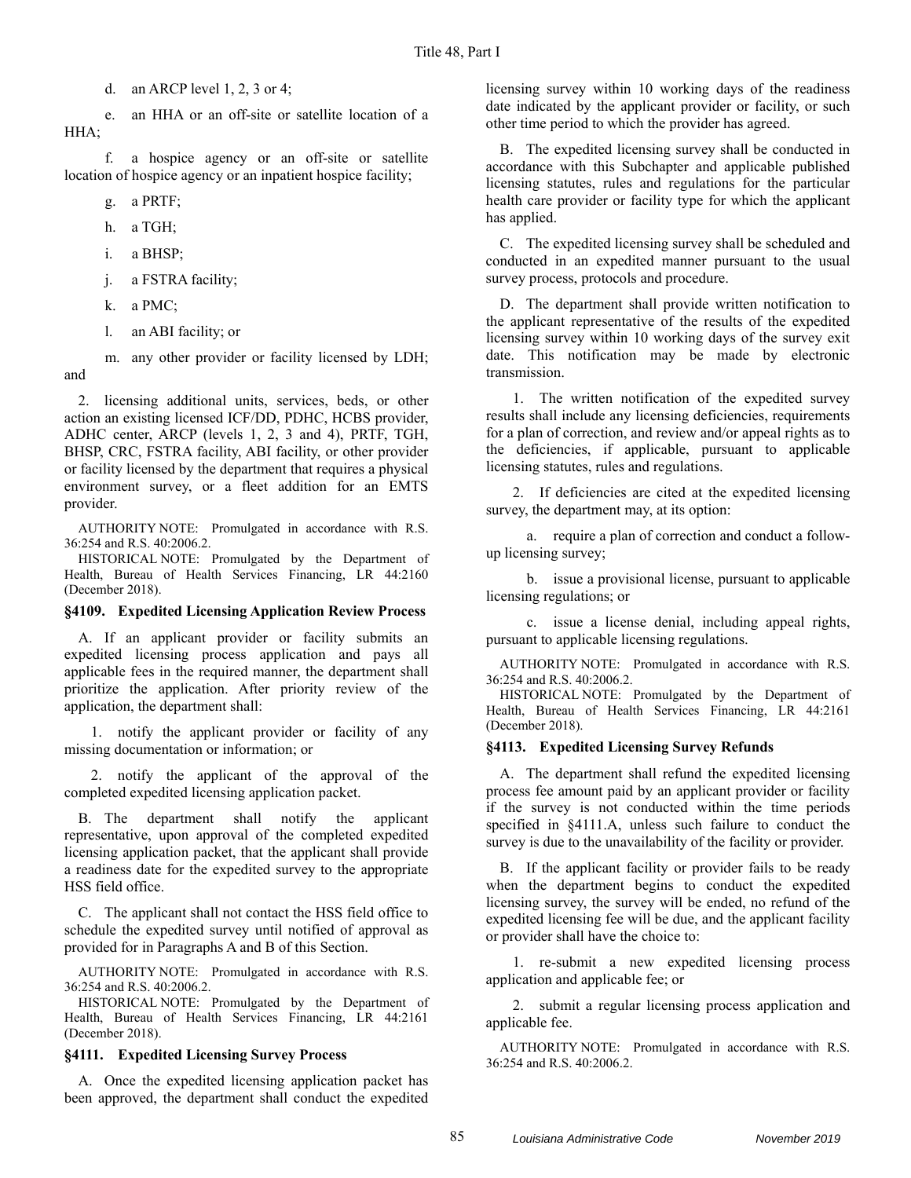d. an ARCP level 1, 2, 3 or 4;

e. an HHA or an off-site or satellite location of a HHA;

f. a hospice agency or an off-site or satellite location of hospice agency or an inpatient hospice facility;

g. a PRTF;

h. a TGH;

i. a BHSP;

j. a FSTRA facility;

k. a PMC;

l. an ABI facility; or

m. any other provider or facility licensed by LDH; and

2. licensing additional units, services, beds, or other action an existing licensed ICF/DD, PDHC, HCBS provider, ADHC center, ARCP (levels 1, 2, 3 and 4), PRTF, TGH, BHSP, CRC, FSTRA facility, ABI facility, or other provider or facility licensed by the department that requires a physical environment survey, or a fleet addition for an EMTS provider.

AUTHORITY NOTE: Promulgated in accordance with R.S. 36:254 and R.S. 40:2006.2.

HISTORICAL NOTE: Promulgated by the Department of Health, Bureau of Health Services Financing, LR 44:2160 (December 2018).

### §4109. Expedited Licensing Application Review Process

A. If an applicant provider or facility submits an expedited licensing process application and pays all applicable fees in the required manner, the department shall prioritize the application. After priority review of the application, the department shall:

1. notify the applicant provider or facility of any missing documentation or information; or

2. notify the applicant of the approval of the completed expedited licensing application packet.

B. The department shall notify the applicant representative, upon approval of the completed expedited licensing application packet, that the applicant shall provide a readiness date for the expedited survey to the appropriate HSS field office.

C. The applicant shall not contact the HSS field office to schedule the expedited survey until notified of approval as provided for in Paragraphs A and B of this Section.

AUTHORITY NOTE: Promulgated in accordance with R.S. 36:254 and R.S. 40:2006.2.

HISTORICAL NOTE: Promulgated by the Department of Health, Bureau of Health Services Financing, LR 44:2161 (December 2018).

### §4111. Expedited Licensing Survey Process

A. Once the expedited licensing application packet has been approved, the department shall conduct the expedited licensing survey within 10 working days of the readiness date indicated by the applicant provider or facility, or such other time period to which the provider has agreed.

B. The expedited licensing survey shall be conducted in accordance with this Subchapter and applicable published licensing statutes, rules and regulations for the particular health care provider or facility type for which the applicant has applied.

C. The expedited licensing survey shall be scheduled and conducted in an expedited manner pursuant to the usual survey process, protocols and procedure.

D. The department shall provide written notification to the applicant representative of the results of the expedited licensing survey within 10 working days of the survey exit date. This notification may be made by electronic transmission.

1. The written notification of the expedited survey results shall include any licensing deficiencies, requirements for a plan of correction, and review and/or appeal rights as to the deficiencies, if applicable, pursuant to applicable licensing statutes, rules and regulations.

2. If deficiencies are cited at the expedited licensing survey, the department may, at its option:

a. require a plan of correction and conduct a follow-up licensing survey;

b. issue a provisional license, pursuant to applicable licensing regulations; or

c. issue a license denial, including appeal rights, pursuant to applicable licensing regulations.

AUTHORITY NOTE: Promulgated in accordance with R.S. 36:254 and R.S. 40:2006.2.

HISTORICAL NOTE: Promulgated by the Department of Health, Bureau of Health Services Financing, LR 44:2161 (December 2018).

### §4113. Expedited Licensing Survey Refunds

A. The department shall refund the expedited licensing process fee amount paid by an applicant provider or facility if the survey is not conducted within the time periods specified in §4111.A, unless such failure to conduct the survey is due to the unavailability of the facility or provider.

B. If the applicant facility or provider fails to be ready when the department begins to conduct the expedited licensing survey, the survey will be ended, no refund of the expedited licensing fee will be due, and the applicant facility or provider shall have the choice to:

1. re-submit a new expedited licensing process application and applicable fee; or

2. submit a regular licensing process application and applicable fee.

AUTHORITY NOTE: Promulgated in accordance with R.S. 36:254 and R.S. 40:2006.2.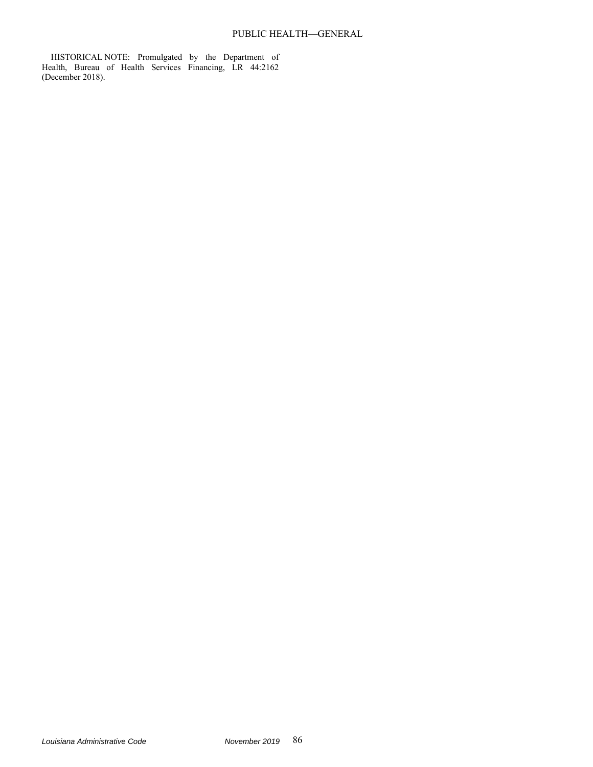HISTORICAL NOTE: Promulgated by the Department of Health, Bureau of Health Services Financing, LR 44:2162 (December 2018).